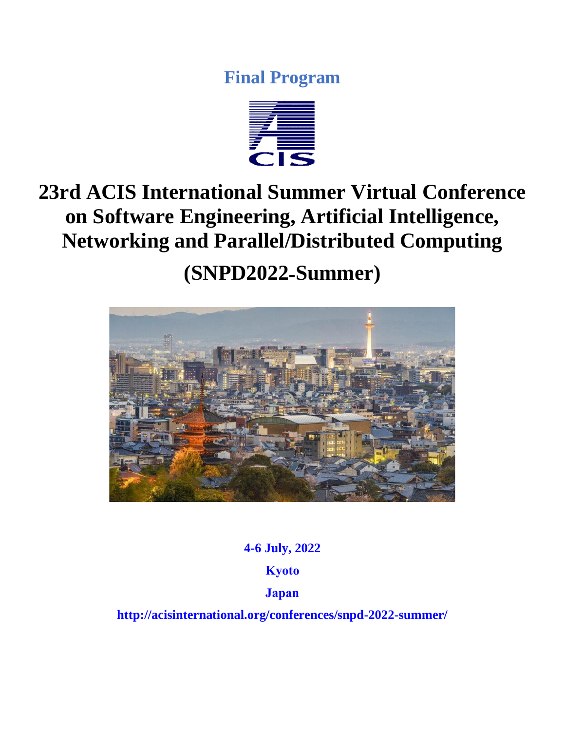# Final Program

ACIS

# 23rd ACIS International Summer Virtual Conference on Software Engineering, Artificial Intelligence, Networking and Parallel/Distributed Computing

# (SNPD2022-Summer)

**4-6 July, 2022**

**Kyoto**

**Japan**

**http://acisinternational.org/conferences/snpd-2022-summer/**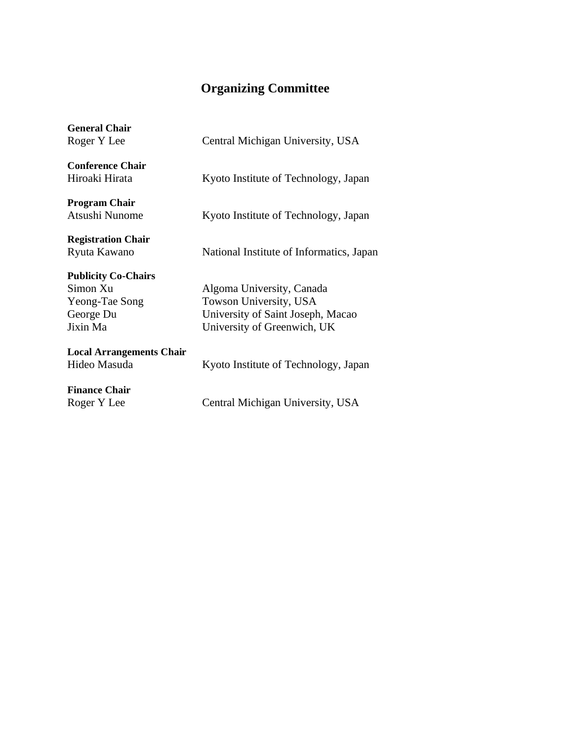# Organizing Committee

**General Chair**
Roger Y Lee — Central Michigan University, USA

**Conference Chair**
Hiroaki Hirata — Kyoto Institute of Technology, Japan

**Program Chair**
Atsushi Nunome — Kyoto Institute of Technology, Japan

**Registration Chair**
Ryuta Kawano — National Institute of Informatics, Japan

**Publicity Co-Chairs**
Simon Xu — Algoma University, Canada
Yeong-Tae Song — Towson University, USA
George Du — University of Saint Joseph, Macao
Jixin Ma — University of Greenwich, UK

**Local Arrangements Chair**
Hideo Masuda — Kyoto Institute of Technology, Japan

**Finance Chair**
Roger Y Lee — Central Michigan University, USA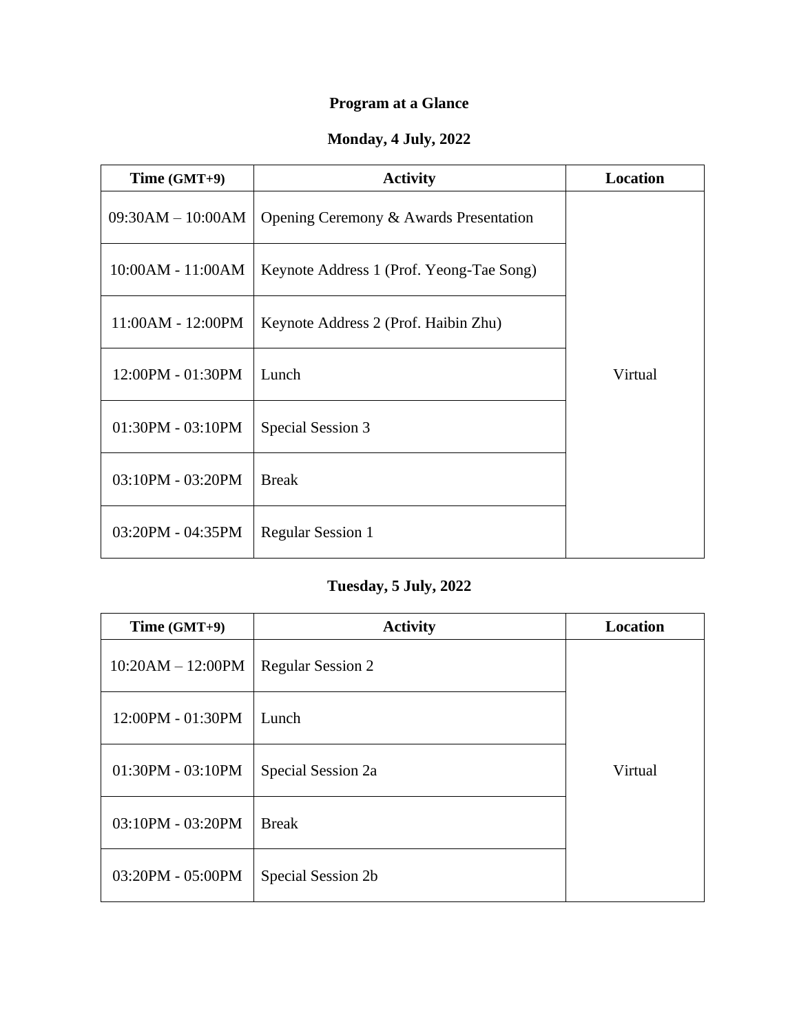# Program at a Glance

## Monday, 4 July, 2022

| Time (GMT+9) | Activity | Location |
|---|---|---|
| 09:30AM – 10:00AM | Opening Ceremony & Awards Presentation | Virtual |
| 10:00AM - 11:00AM | Keynote Address 1 (Prof. Yeong-Tae Song) | |
| 11:00AM - 12:00PM | Keynote Address 2 (Prof. Haibin Zhu) | |
| 12:00PM - 01:30PM | Lunch | |
| 01:30PM - 03:10PM | Special Session 3 | |
| 03:10PM - 03:20PM | Break | |
| 03:20PM - 04:35PM | Regular Session 1 | |

## Tuesday, 5 July, 2022

| Time (GMT+9) | Activity | Location |
|---|---|---|
| 10:20AM – 12:00PM | Regular Session 2 | Virtual |
| 12:00PM - 01:30PM | Lunch | |
| 01:30PM - 03:10PM | Special Session 2a | |
| 03:10PM - 03:20PM | Break | |
| 03:20PM - 05:00PM | Special Session 2b | |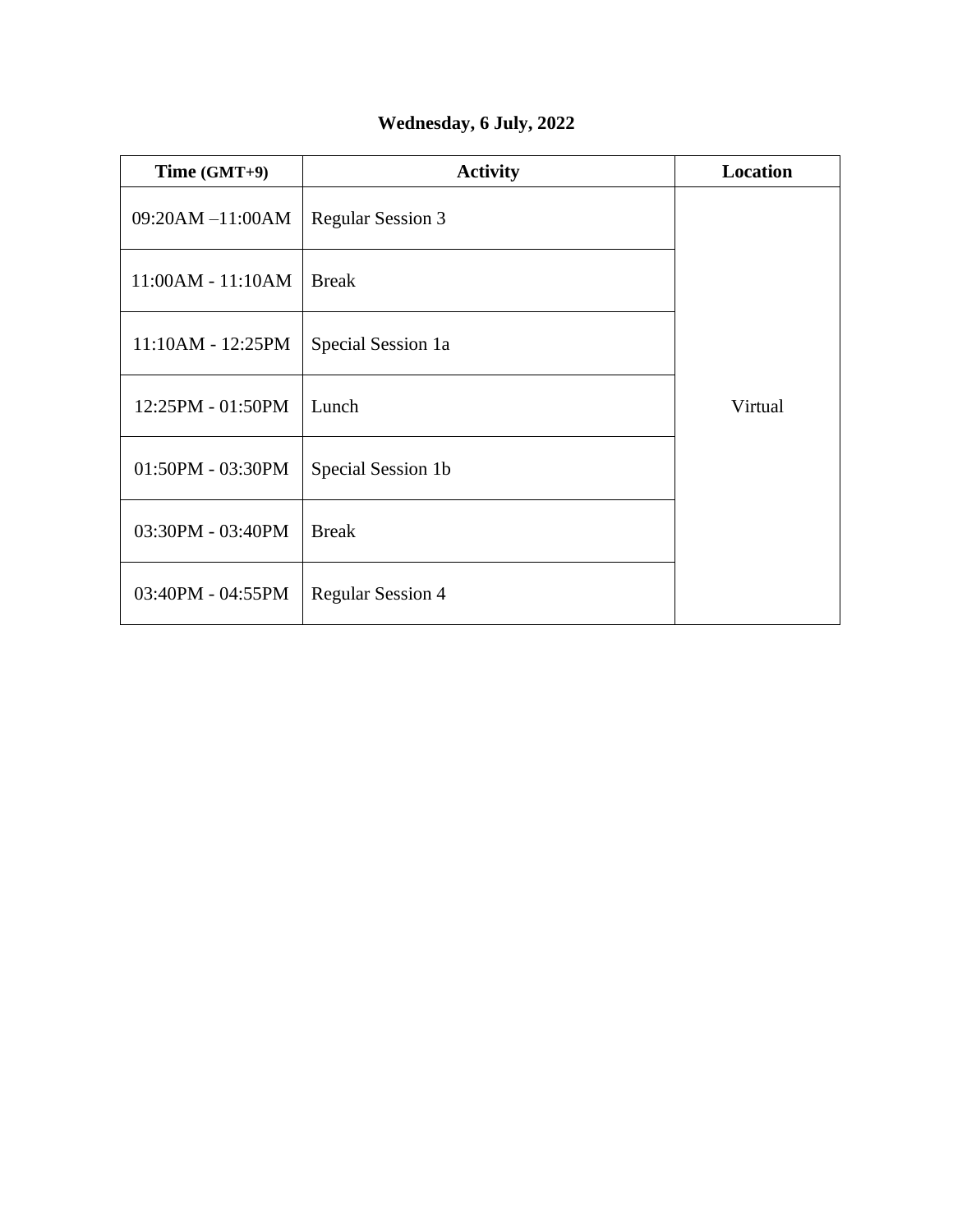**Wednesday, 6 July, 2022**

| Time (GMT+9) | Activity | Location |
|---|---|---|
| 09:20AM –11:00AM | Regular Session 3 | Virtual |
| 11:00AM - 11:10AM | Break | |
| 11:10AM - 12:25PM | Special Session 1a | |
| 12:25PM - 01:50PM | Lunch | |
| 01:50PM - 03:30PM | Special Session 1b | |
| 03:30PM - 03:40PM | Break | |
| 03:40PM - 04:55PM | Regular Session 4 | |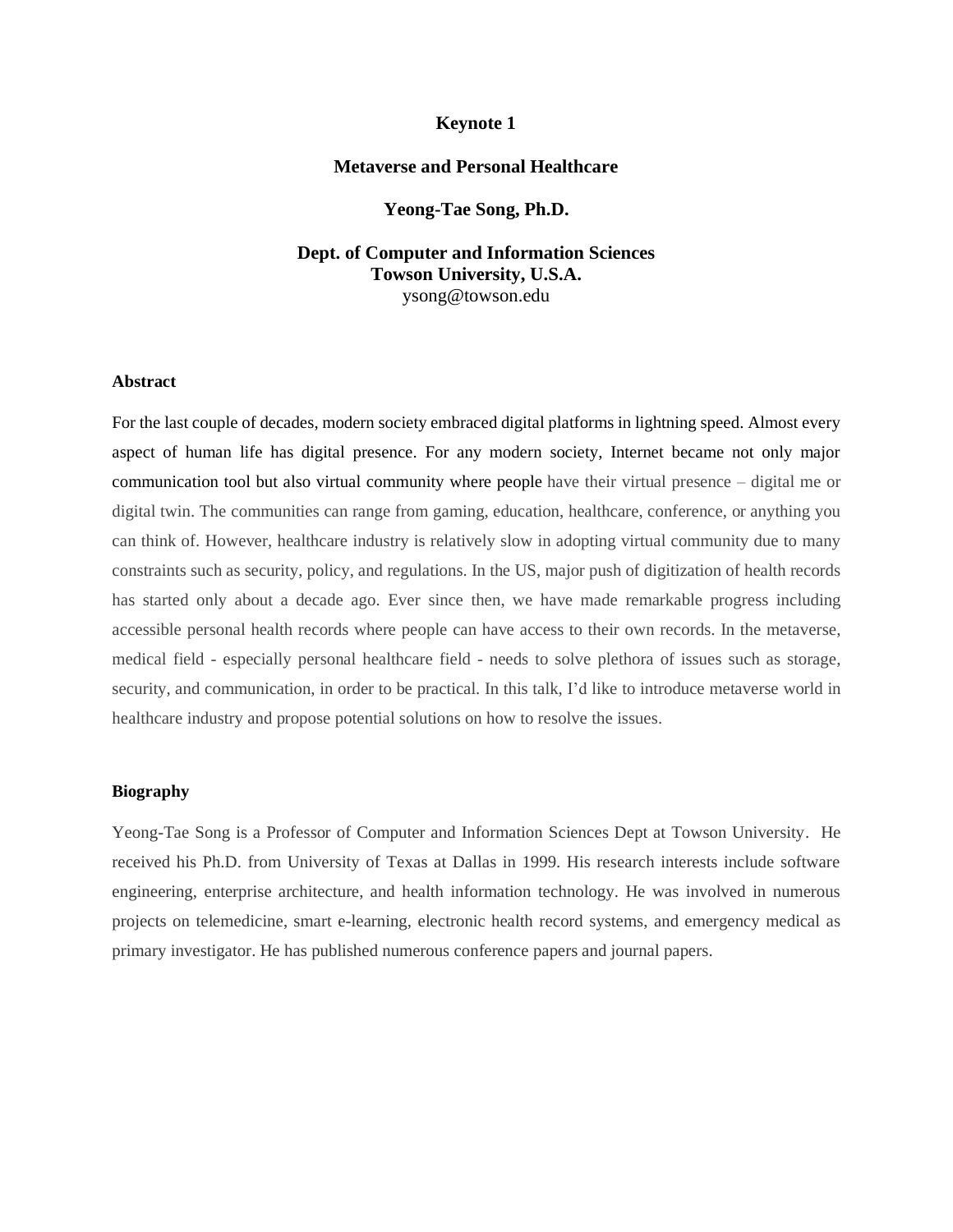# Keynote 1

## Metaverse and Personal Healthcare

**Yeong-Tae Song, Ph.D.**

**Dept. of Computer and Information Sciences**
**Towson University, U.S.A.**
ysong@towson.edu

### Abstract

For the last couple of decades, modern society embraced digital platforms in lightning speed. Almost every aspect of human life has digital presence. For any modern society, Internet became not only major communication tool but also virtual community where people have their virtual presence – digital me or digital twin. The communities can range from gaming, education, healthcare, conference, or anything you can think of. However, healthcare industry is relatively slow in adopting virtual community due to many constraints such as security, policy, and regulations. In the US, major push of digitization of health records has started only about a decade ago. Ever since then, we have made remarkable progress including accessible personal health records where people can have access to their own records. In the metaverse, medical field - especially personal healthcare field - needs to solve plethora of issues such as storage, security, and communication, in order to be practical. In this talk, I'd like to introduce metaverse world in healthcare industry and propose potential solutions on how to resolve the issues.

### Biography

Yeong-Tae Song is a Professor of Computer and Information Sciences Dept at Towson University. He received his Ph.D. from University of Texas at Dallas in 1999. His research interests include software engineering, enterprise architecture, and health information technology. He was involved in numerous projects on telemedicine, smart e-learning, electronic health record systems, and emergency medical as primary investigator. He has published numerous conference papers and journal papers.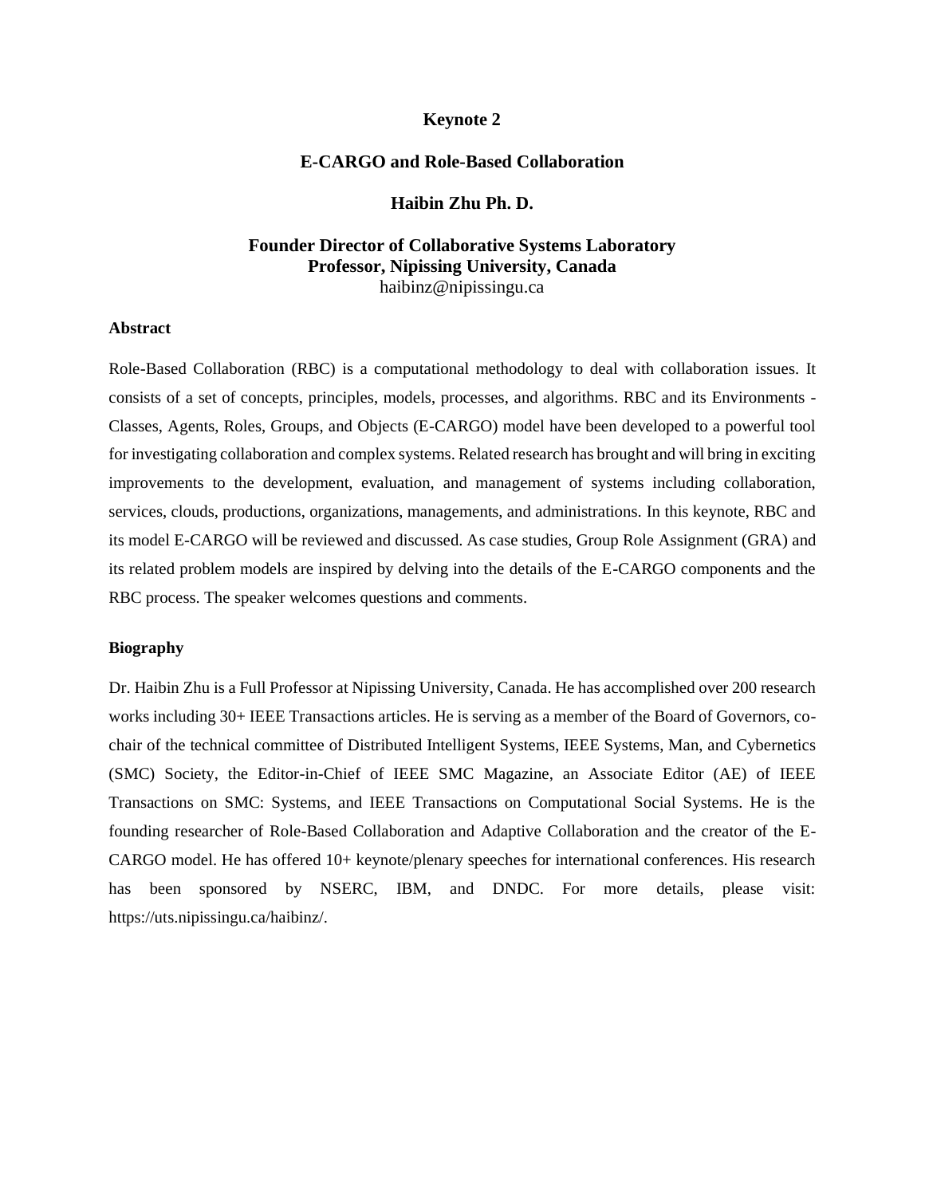# Keynote 2

## E-CARGO and Role-Based Collaboration

**Haibin Zhu Ph. D.**

**Founder Director of Collaborative Systems Laboratory**
**Professor, Nipissing University, Canada**
haibinz@nipissingu.ca

### Abstract

Role-Based Collaboration (RBC) is a computational methodology to deal with collaboration issues. It consists of a set of concepts, principles, models, processes, and algorithms. RBC and its Environments - Classes, Agents, Roles, Groups, and Objects (E-CARGO) model have been developed to a powerful tool for investigating collaboration and complex systems. Related research has brought and will bring in exciting improvements to the development, evaluation, and management of systems including collaboration, services, clouds, productions, organizations, managements, and administrations. In this keynote, RBC and its model E-CARGO will be reviewed and discussed. As case studies, Group Role Assignment (GRA) and its related problem models are inspired by delving into the details of the E-CARGO components and the RBC process. The speaker welcomes questions and comments.

### Biography

Dr. Haibin Zhu is a Full Professor at Nipissing University, Canada. He has accomplished over 200 research works including 30+ IEEE Transactions articles. He is serving as a member of the Board of Governors, co-chair of the technical committee of Distributed Intelligent Systems, IEEE Systems, Man, and Cybernetics (SMC) Society, the Editor-in-Chief of IEEE SMC Magazine, an Associate Editor (AE) of IEEE Transactions on SMC: Systems, and IEEE Transactions on Computational Social Systems. He is the founding researcher of Role-Based Collaboration and Adaptive Collaboration and the creator of the E-CARGO model. He has offered 10+ keynote/plenary speeches for international conferences. His research has been sponsored by NSERC, IBM, and DNDC. For more details, please visit: https://uts.nipissingu.ca/haibinz/.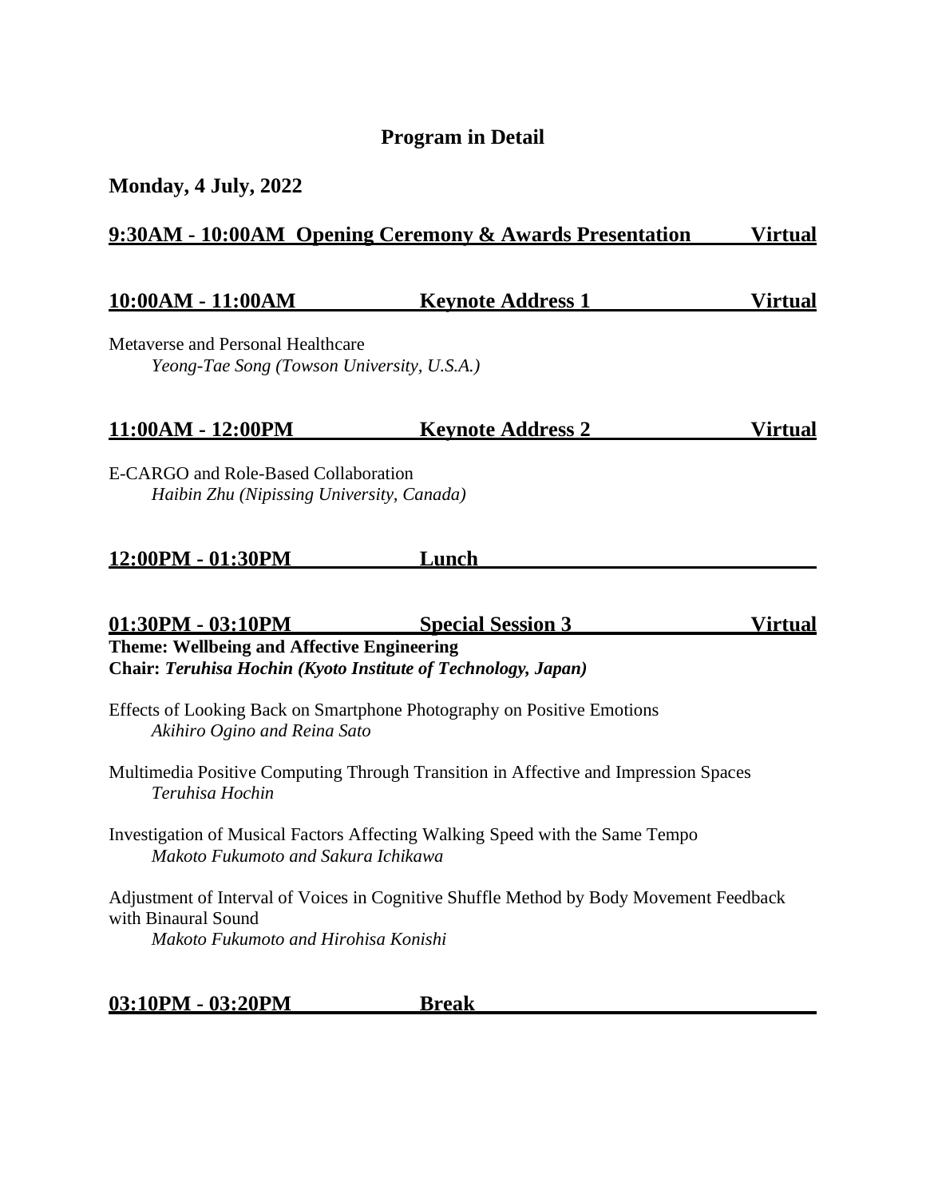# Program in Detail

## Monday, 4 July, 2022

### 9:30AM - 10:00AM Opening Ceremony & Awards Presentation Virtual

### 10:00AM - 11:00AM Keynote Address 1 Virtual

Metaverse and Personal Healthcare
*Yeong-Tae Song (Towson University, U.S.A.)*

### 11:00AM - 12:00PM Keynote Address 2 Virtual

E-CARGO and Role-Based Collaboration
*Haibin Zhu (Nipissing University, Canada)*

### 12:00PM - 01:30PM Lunch

### 01:30PM - 03:10PM Special Session 3 Virtual

**Theme: Wellbeing and Affective Engineering**
**Chair:** ***Teruhisa Hochin (Kyoto Institute of Technology, Japan)***

Effects of Looking Back on Smartphone Photography on Positive Emotions
*Akihiro Ogino and Reina Sato*

Multimedia Positive Computing Through Transition in Affective and Impression Spaces
*Teruhisa Hochin*

Investigation of Musical Factors Affecting Walking Speed with the Same Tempo
*Makoto Fukumoto and Sakura Ichikawa*

Adjustment of Interval of Voices in Cognitive Shuffle Method by Body Movement Feedback with Binaural Sound
*Makoto Fukumoto and Hirohisa Konishi*

### 03:10PM - 03:20PM Break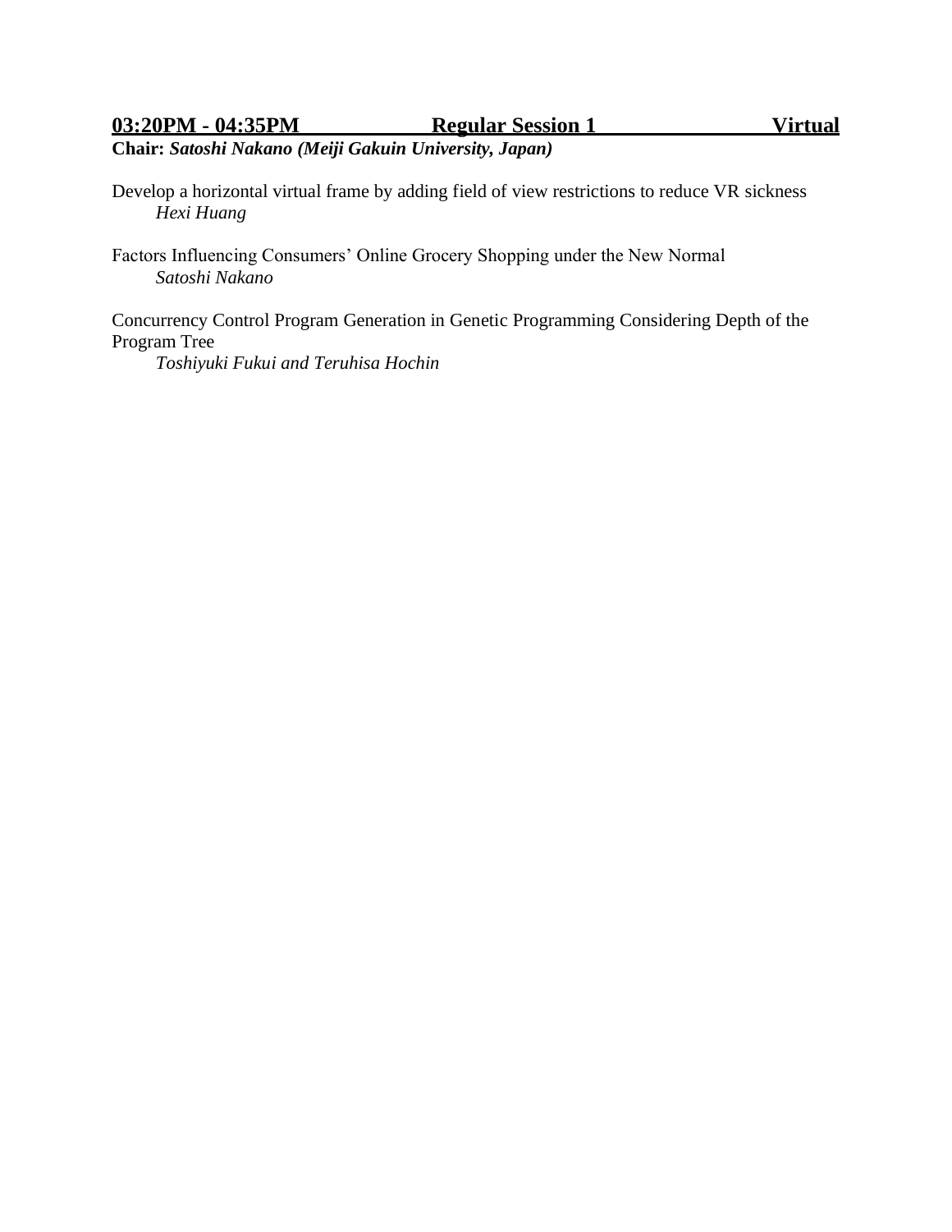**03:20PM - 04:35PM Regular Session 1 Virtual**

**Chair:** ***Satoshi Nakano (Meiji Gakuin University, Japan)***

Develop a horizontal virtual frame by adding field of view restrictions to reduce VR sickness
*Hexi Huang*

Factors Influencing Consumers' Online Grocery Shopping under the New Normal
*Satoshi Nakano*

Concurrency Control Program Generation in Genetic Programming Considering Depth of the Program Tree
*Toshiyuki Fukui and Teruhisa Hochin*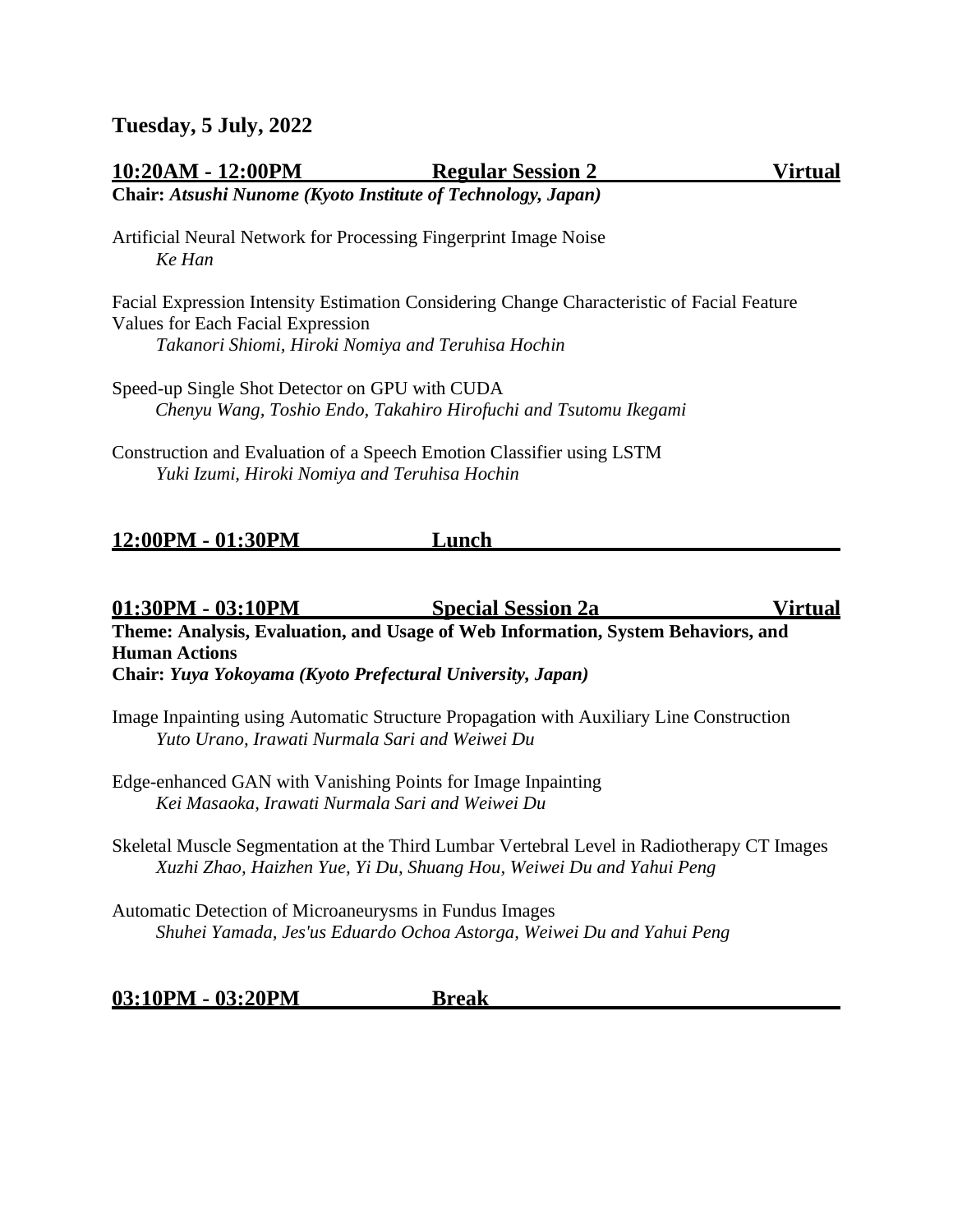## Tuesday, 5 July, 2022

### 10:20AM - 12:00PM Regular Session 2 Virtual

**Chair:** ***Atsushi Nunome (Kyoto Institute of Technology, Japan)***

Artificial Neural Network for Processing Fingerprint Image Noise
*Ke Han*

Facial Expression Intensity Estimation Considering Change Characteristic of Facial Feature Values for Each Facial Expression
*Takanori Shiomi, Hiroki Nomiya and Teruhisa Hochin*

Speed-up Single Shot Detector on GPU with CUDA
*Chenyu Wang, Toshio Endo, Takahiro Hirofuchi and Tsutomu Ikegami*

Construction and Evaluation of a Speech Emotion Classifier using LSTM
*Yuki Izumi, Hiroki Nomiya and Teruhisa Hochin*

### 12:00PM - 01:30PM Lunch

### 01:30PM - 03:10PM Special Session 2a Virtual

**Theme: Analysis, Evaluation, and Usage of Web Information, System Behaviors, and Human Actions**

**Chair:** ***Yuya Yokoyama (Kyoto Prefectural University, Japan)***

Image Inpainting using Automatic Structure Propagation with Auxiliary Line Construction
*Yuto Urano, Irawati Nurmala Sari and Weiwei Du*

Edge-enhanced GAN with Vanishing Points for Image Inpainting
*Kei Masaoka, Irawati Nurmala Sari and Weiwei Du*

Skeletal Muscle Segmentation at the Third Lumbar Vertebral Level in Radiotherapy CT Images
*Xuzhi Zhao, Haizhen Yue, Yi Du, Shuang Hou, Weiwei Du and Yahui Peng*

Automatic Detection of Microaneurysms in Fundus Images
*Shuhei Yamada, Jes'us Eduardo Ochoa Astorga, Weiwei Du and Yahui Peng*

### 03:10PM - 03:20PM Break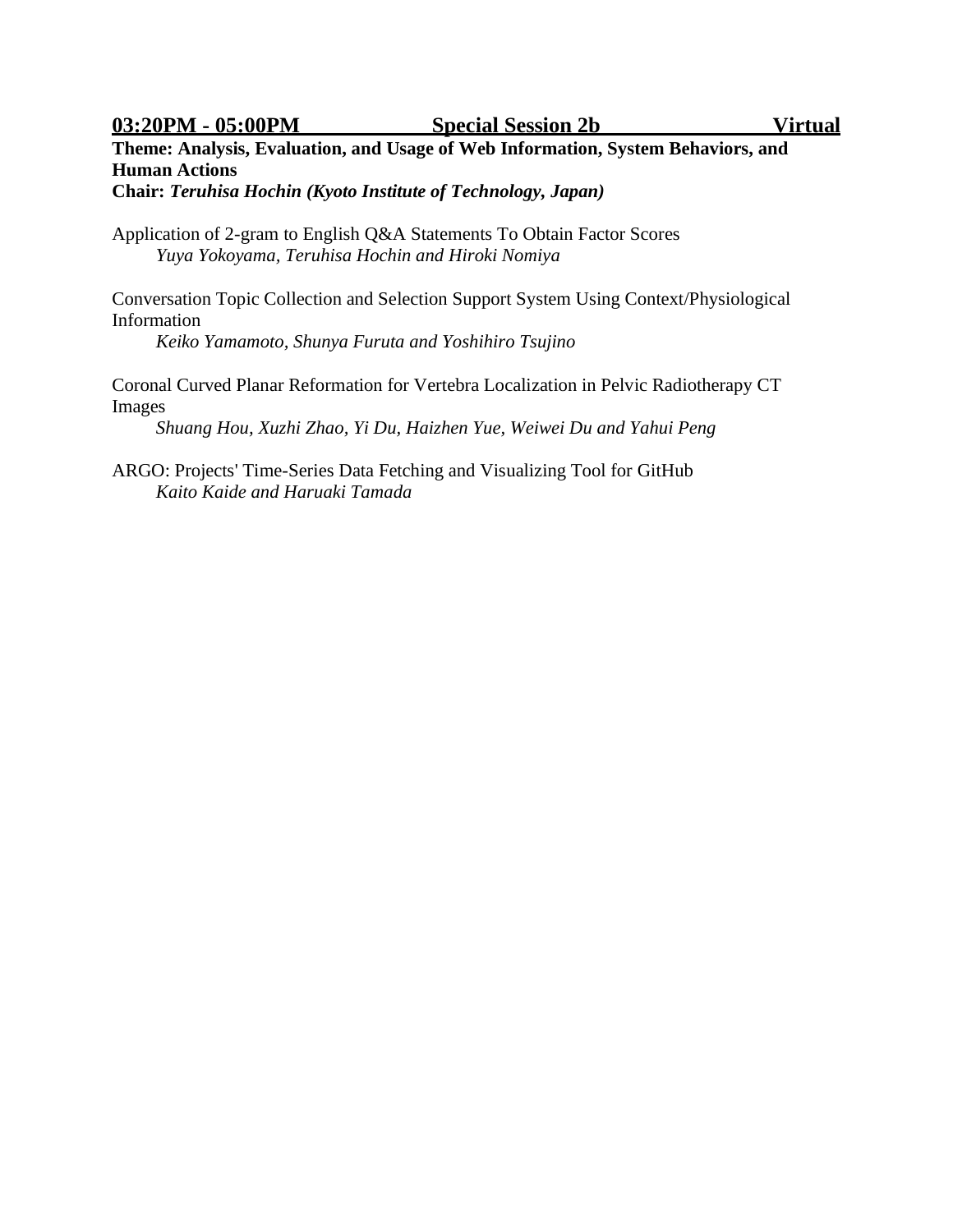**03:20PM - 05:00PM Special Session 2b Virtual**

**Theme: Analysis, Evaluation, and Usage of Web Information, System Behaviors, and Human Actions**

**Chair:** ***Teruhisa Hochin (Kyoto Institute of Technology, Japan)***

Application of 2-gram to English Q&A Statements To Obtain Factor Scores
*Yuya Yokoyama, Teruhisa Hochin and Hiroki Nomiya*

Conversation Topic Collection and Selection Support System Using Context/Physiological Information
*Keiko Yamamoto, Shunya Furuta and Yoshihiro Tsujino*

Coronal Curved Planar Reformation for Vertebra Localization in Pelvic Radiotherapy CT Images
*Shuang Hou, Xuzhi Zhao, Yi Du, Haizhen Yue, Weiwei Du and Yahui Peng*

ARGO: Projects' Time-Series Data Fetching and Visualizing Tool for GitHub
*Kaito Kaide and Haruaki Tamada*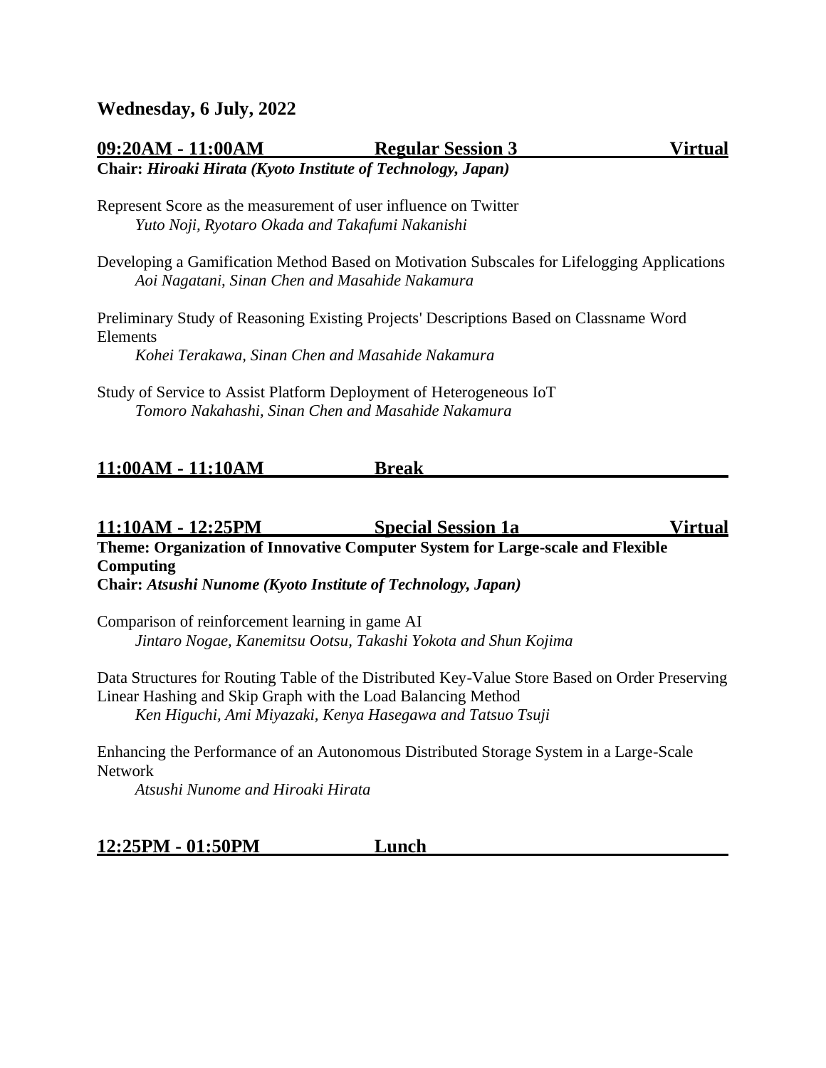## Wednesday, 6 July, 2022

### 09:20AM - 11:00AM — Regular Session 3 — Virtual

**Chair:** ***Hiroaki Hirata (Kyoto Institute of Technology, Japan)***

Represent Score as the measurement of user influence on Twitter
*Yuto Noji, Ryotaro Okada and Takafumi Nakanishi*

Developing a Gamification Method Based on Motivation Subscales for Lifelogging Applications
*Aoi Nagatani, Sinan Chen and Masahide Nakamura*

Preliminary Study of Reasoning Existing Projects' Descriptions Based on Classname Word Elements
*Kohei Terakawa, Sinan Chen and Masahide Nakamura*

Study of Service to Assist Platform Deployment of Heterogeneous IoT
*Tomoro Nakahashi, Sinan Chen and Masahide Nakamura*

### 11:00AM - 11:10AM — Break

### 11:10AM - 12:25PM — Special Session 1a — Virtual

**Theme: Organization of Innovative Computer System for Large-scale and Flexible Computing**

**Chair:** ***Atsushi Nunome (Kyoto Institute of Technology, Japan)***

Comparison of reinforcement learning in game AI
*Jintaro Nogae, Kanemitsu Ootsu, Takashi Yokota and Shun Kojima*

Data Structures for Routing Table of the Distributed Key-Value Store Based on Order Preserving Linear Hashing and Skip Graph with the Load Balancing Method
*Ken Higuchi, Ami Miyazaki, Kenya Hasegawa and Tatsuo Tsuji*

Enhancing the Performance of an Autonomous Distributed Storage System in a Large-Scale Network
*Atsushi Nunome and Hiroaki Hirata*

### 12:25PM - 01:50PM — Lunch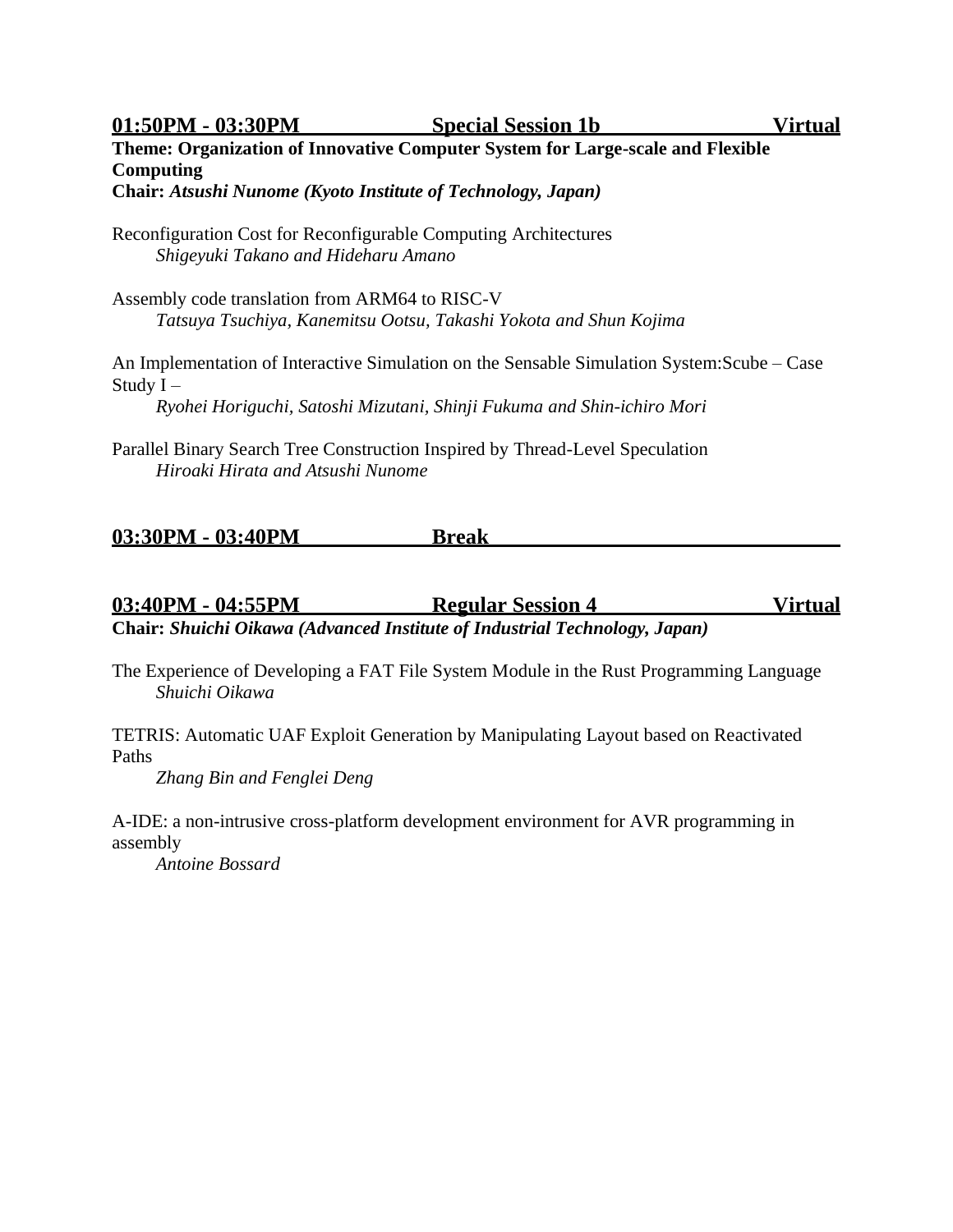**01:50PM - 03:30PM Special Session 1b Virtual**

**Theme: Organization of Innovative Computer System for Large-scale and Flexible Computing**

**Chair:** ***Atsushi Nunome (Kyoto Institute of Technology, Japan)***

Reconfiguration Cost for Reconfigurable Computing Architectures
*Shigeyuki Takano and Hideharu Amano*

Assembly code translation from ARM64 to RISC-V
*Tatsuya Tsuchiya, Kanemitsu Ootsu, Takashi Yokota and Shun Kojima*

An Implementation of Interactive Simulation on the Sensable Simulation System:Scube – Case Study I –
*Ryohei Horiguchi, Satoshi Mizutani, Shinji Fukuma and Shin-ichiro Mori*

Parallel Binary Search Tree Construction Inspired by Thread-Level Speculation
*Hiroaki Hirata and Atsushi Nunome*

**03:30PM - 03:40PM Break**

**03:40PM - 04:55PM Regular Session 4 Virtual**

**Chair:** ***Shuichi Oikawa (Advanced Institute of Industrial Technology, Japan)***

The Experience of Developing a FAT File System Module in the Rust Programming Language
*Shuichi Oikawa*

TETRIS: Automatic UAF Exploit Generation by Manipulating Layout based on Reactivated Paths
*Zhang Bin and Fenglei Deng*

A-IDE: a non-intrusive cross-platform development environment for AVR programming in assembly
*Antoine Bossard*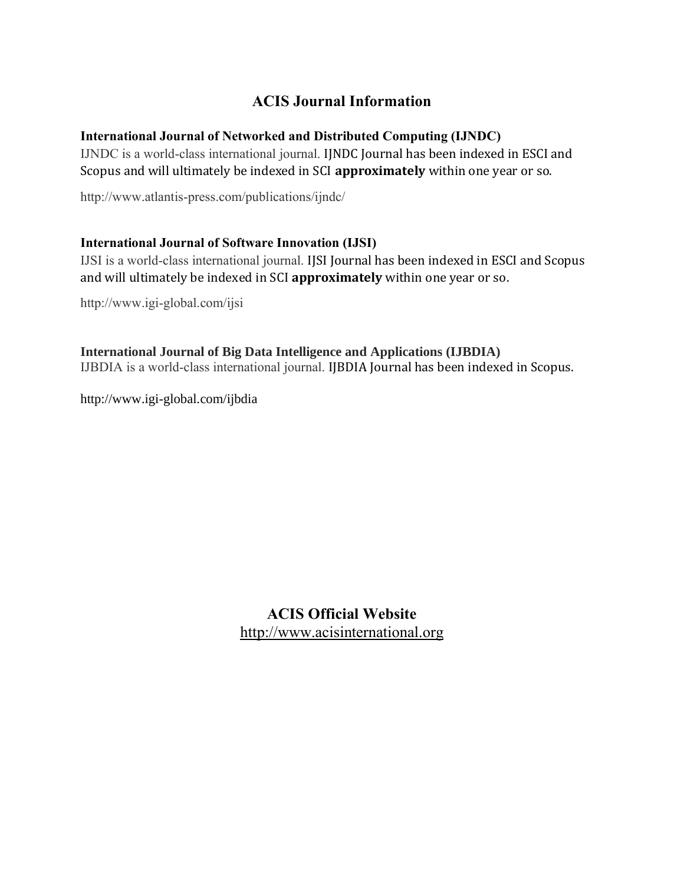# ACIS Journal Information

**International Journal of Networked and Distributed Computing (IJNDC)**

IJNDC is a world-class international journal. IJNDC Journal has been indexed in ESCI and Scopus and will ultimately be indexed in SCI **approximately** within one year or so.

http://www.atlantis-press.com/publications/ijndc/

**International Journal of Software Innovation (IJSI)**

IJSI is a world-class international journal. IJSI Journal has been indexed in ESCI and Scopus and will ultimately be indexed in SCI **approximately** within one year or so.

http://www.igi-global.com/ijsi

**International Journal of Big Data Intelligence and Applications (IJBDIA)**

IJBDIA is a world-class international journal. IJBDIA Journal has been indexed in Scopus.

http://www.igi-global.com/ijbdia

## ACIS Official Website

http://www.acisinternational.org